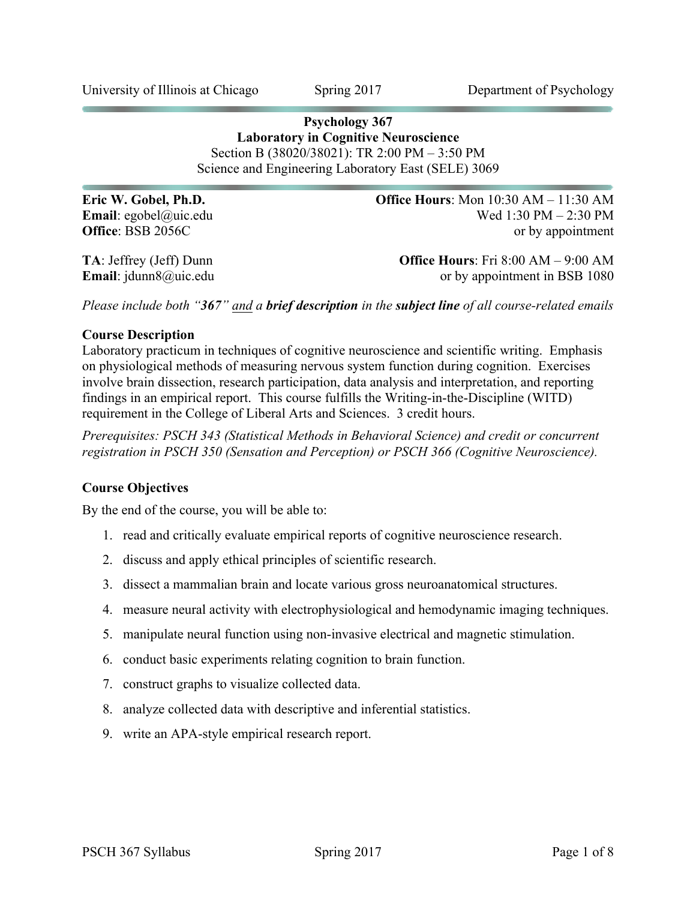University of Illinois at Chicago | Spring 2017 | Department of Psychology

# Psychology 367
## Laboratory in Cognitive Neuroscience

Section B (38020/38021): TR 2:00 PM – 3:50 PM
Science and Engineering Laboratory East (SELE) 3069

**Eric W. Gobel, Ph.D.**
**Email**: egobel@uic.edu
**Office**: BSB 2056C

**Office Hours**: Mon 10:30 AM – 11:30 AM
Wed 1:30 PM – 2:30 PM
or by appointment

**TA**: Jeffrey (Jeff) Dunn
**Email**: jdunn8@uic.edu

**Office Hours**: Fri 8:00 AM – 9:00 AM
or by appointment in BSB 1080

*Please include both "**367**" and a **brief description** in the **subject line** of all course-related emails*

### Course Description

Laboratory practicum in techniques of cognitive neuroscience and scientific writing. Emphasis on physiological methods of measuring nervous system function during cognition. Exercises involve brain dissection, research participation, data analysis and interpretation, and reporting findings in an empirical report. This course fulfills the Writing-in-the-Discipline (WITD) requirement in the College of Liberal Arts and Sciences. 3 credit hours.

*Prerequisites: PSCH 343 (Statistical Methods in Behavioral Science) and credit or concurrent registration in PSCH 350 (Sensation and Perception) or PSCH 366 (Cognitive Neuroscience).*

### Course Objectives

By the end of the course, you will be able to:

1. read and critically evaluate empirical reports of cognitive neuroscience research.
2. discuss and apply ethical principles of scientific research.
3. dissect a mammalian brain and locate various gross neuroanatomical structures.
4. measure neural activity with electrophysiological and hemodynamic imaging techniques.
5. manipulate neural function using non-invasive electrical and magnetic stimulation.
6. conduct basic experiments relating cognition to brain function.
7. construct graphs to visualize collected data.
8. analyze collected data with descriptive and inferential statistics.
9. write an APA-style empirical research report.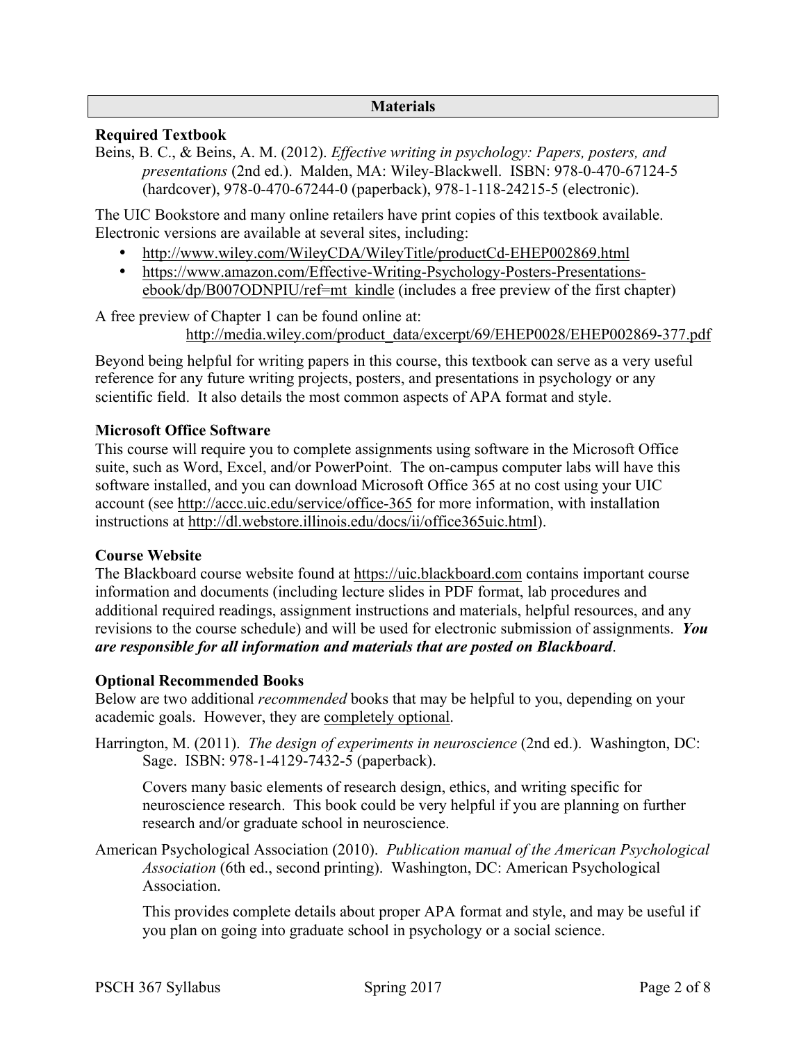## Materials

### Required Textbook

Beins, B. C., & Beins, A. M. (2012). *Effective writing in psychology: Papers, posters, and presentations* (2nd ed.). Malden, MA: Wiley-Blackwell. ISBN: 978-0-470-67124-5 (hardcover), 978-0-470-67244-0 (paperback), 978-1-118-24215-5 (electronic).

The UIC Bookstore and many online retailers have print copies of this textbook available. Electronic versions are available at several sites, including:

- http://www.wiley.com/WileyCDA/WileyTitle/productCd-EHEP002869.html
- https://www.amazon.com/Effective-Writing-Psychology-Posters-Presentations-ebook/dp/B007ODNPIU/ref=mt_kindle (includes a free preview of the first chapter)

A free preview of Chapter 1 can be found online at:
http://media.wiley.com/product_data/excerpt/69/EHEP0028/EHEP002869-377.pdf

Beyond being helpful for writing papers in this course, this textbook can serve as a very useful reference for any future writing projects, posters, and presentations in psychology or any scientific field. It also details the most common aspects of APA format and style.

### Microsoft Office Software

This course will require you to complete assignments using software in the Microsoft Office suite, such as Word, Excel, and/or PowerPoint. The on-campus computer labs will have this software installed, and you can download Microsoft Office 365 at no cost using your UIC account (see http://accc.uic.edu/service/office-365 for more information, with installation instructions at http://dl.webstore.illinois.edu/docs/ii/office365uic.html).

### Course Website

The Blackboard course website found at https://uic.blackboard.com contains important course information and documents (including lecture slides in PDF format, lab procedures and additional required readings, assignment instructions and materials, helpful resources, and any revisions to the course schedule) and will be used for electronic submission of assignments. ***You are responsible for all information and materials that are posted on Blackboard***.

### Optional Recommended Books

Below are two additional *recommended* books that may be helpful to you, depending on your academic goals. However, they are completely optional.

Harrington, M. (2011). *The design of experiments in neuroscience* (2nd ed.). Washington, DC: Sage. ISBN: 978-1-4129-7432-5 (paperback).

Covers many basic elements of research design, ethics, and writing specific for neuroscience research. This book could be very helpful if you are planning on further research and/or graduate school in neuroscience.

American Psychological Association (2010). *Publication manual of the American Psychological Association* (6th ed., second printing). Washington, DC: American Psychological Association.

This provides complete details about proper APA format and style, and may be useful if you plan on going into graduate school in psychology or a social science.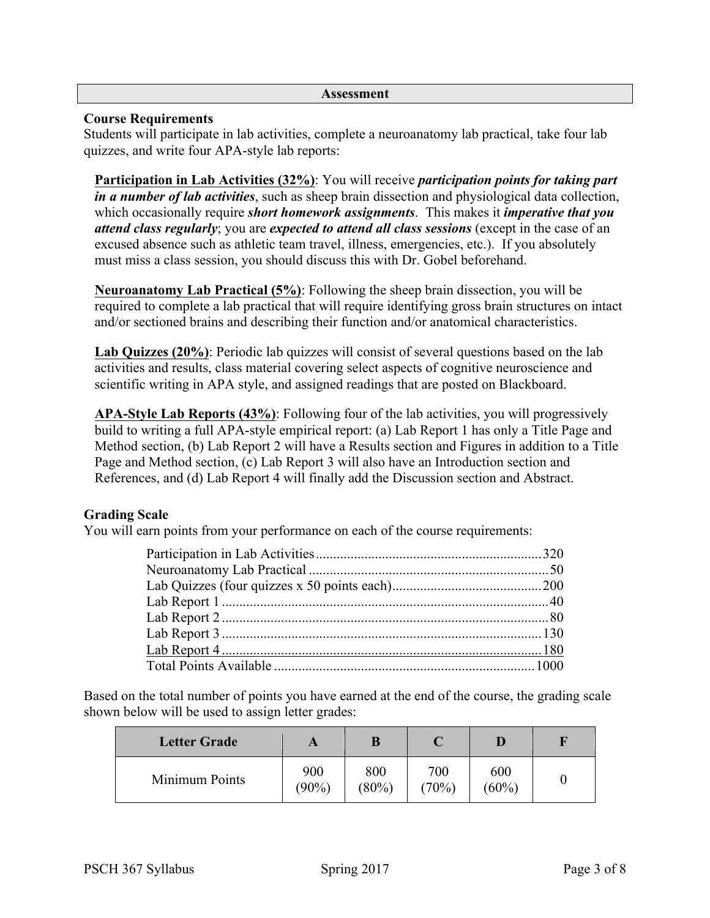## Assessment

### Course Requirements

Students will participate in lab activities, complete a neuroanatomy lab practical, take four lab quizzes, and write four APA-style lab reports:

**Participation in Lab Activities (32%)**: You will receive ***participation points for taking part in a number of lab activities***, such as sheep brain dissection and physiological data collection, which occasionally require ***short homework assignments***. This makes it ***imperative that you attend class regularly***; you are ***expected to attend all class sessions*** (except in the case of an excused absence such as athletic team travel, illness, emergencies, etc.). If you absolutely must miss a class session, you should discuss this with Dr. Gobel beforehand.

**Neuroanatomy Lab Practical (5%)**: Following the sheep brain dissection, you will be required to complete a lab practical that will require identifying gross brain structures on intact and/or sectioned brains and describing their function and/or anatomical characteristics.

**Lab Quizzes (20%)**: Periodic lab quizzes will consist of several questions based on the lab activities and results, class material covering select aspects of cognitive neuroscience and scientific writing in APA style, and assigned readings that are posted on Blackboard.

**APA-Style Lab Reports (43%)**: Following four of the lab activities, you will progressively build to writing a full APA-style empirical report: (a) Lab Report 1 has only a Title Page and Method section, (b) Lab Report 2 will have a Results section and Figures in addition to a Title Page and Method section, (c) Lab Report 3 will also have an Introduction section and References, and (d) Lab Report 4 will finally add the Discussion section and Abstract.

### Grading Scale

You will earn points from your performance on each of the course requirements:

| Requirement | Points |
|---|---|
| Participation in Lab Activities | 320 |
| Neuroanatomy Lab Practical | 50 |
| Lab Quizzes (four quizzes x 50 points each) | 200 |
| Lab Report 1 | 40 |
| Lab Report 2 | 80 |
| Lab Report 3 | 130 |
| Lab Report 4 | 180 |
| Total Points Available | 1000 |

Based on the total number of points you have earned at the end of the course, the grading scale shown below will be used to assign letter grades:

| Letter Grade | A | B | C | D | F |
|---|---|---|---|---|---|
| Minimum Points | 900 (90%) | 800 (80%) | 700 (70%) | 600 (60%) | 0 |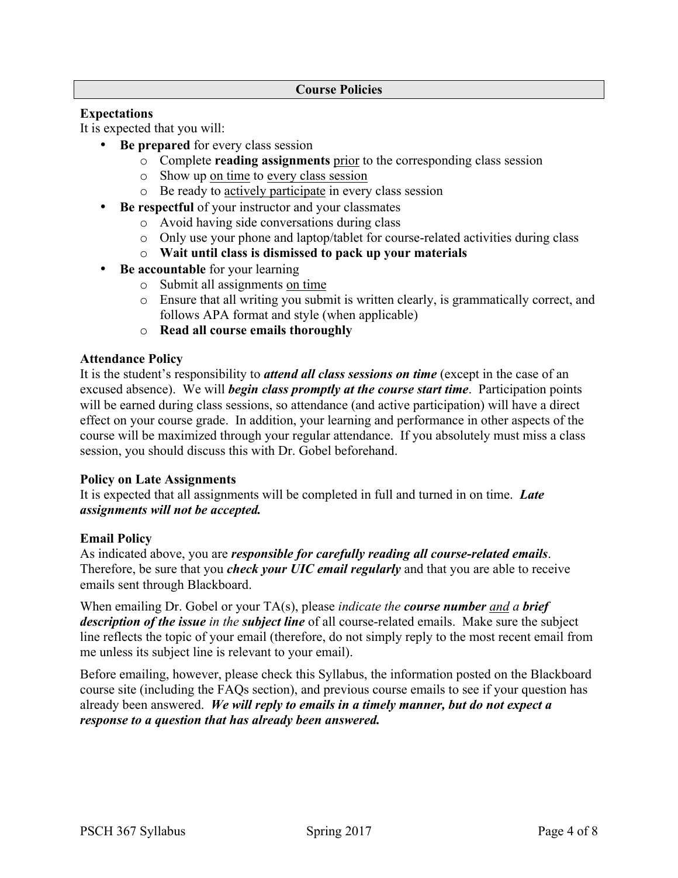## Course Policies

### Expectations

It is expected that you will:

- **Be prepared** for every class session
  - Complete **reading assignments** prior to the corresponding class session
  - Show up on time to every class session
  - Be ready to actively participate in every class session
- **Be respectful** of your instructor and your classmates
  - Avoid having side conversations during class
  - Only use your phone and laptop/tablet for course-related activities during class
  - **Wait until class is dismissed to pack up your materials**
- **Be accountable** for your learning
  - Submit all assignments on time
  - Ensure that all writing you submit is written clearly, is grammatically correct, and follows APA format and style (when applicable)
  - **Read all course emails thoroughly**

### Attendance Policy

It is the student's responsibility to ***attend all class sessions on time*** (except in the case of an excused absence). We will ***begin class promptly at the course start time***. Participation points will be earned during class sessions, so attendance (and active participation) will have a direct effect on your course grade. In addition, your learning and performance in other aspects of the course will be maximized through your regular attendance. If you absolutely must miss a class session, you should discuss this with Dr. Gobel beforehand.

### Policy on Late Assignments

It is expected that all assignments will be completed in full and turned in on time. ***Late assignments will not be accepted.***

### Email Policy

As indicated above, you are ***responsible for carefully reading all course-related emails***. Therefore, be sure that you ***check your UIC email regularly*** and that you are able to receive emails sent through Blackboard.

When emailing Dr. Gobel or your TA(s), please *indicate the **course number** and a **brief description of the issue** in the **subject line*** of all course-related emails. Make sure the subject line reflects the topic of your email (therefore, do not simply reply to the most recent email from me unless its subject line is relevant to your email).

Before emailing, however, please check this Syllabus, the information posted on the Blackboard course site (including the FAQs section), and previous course emails to see if your question has already been answered. ***We will reply to emails in a timely manner, but do not expect a response to a question that has already been answered.***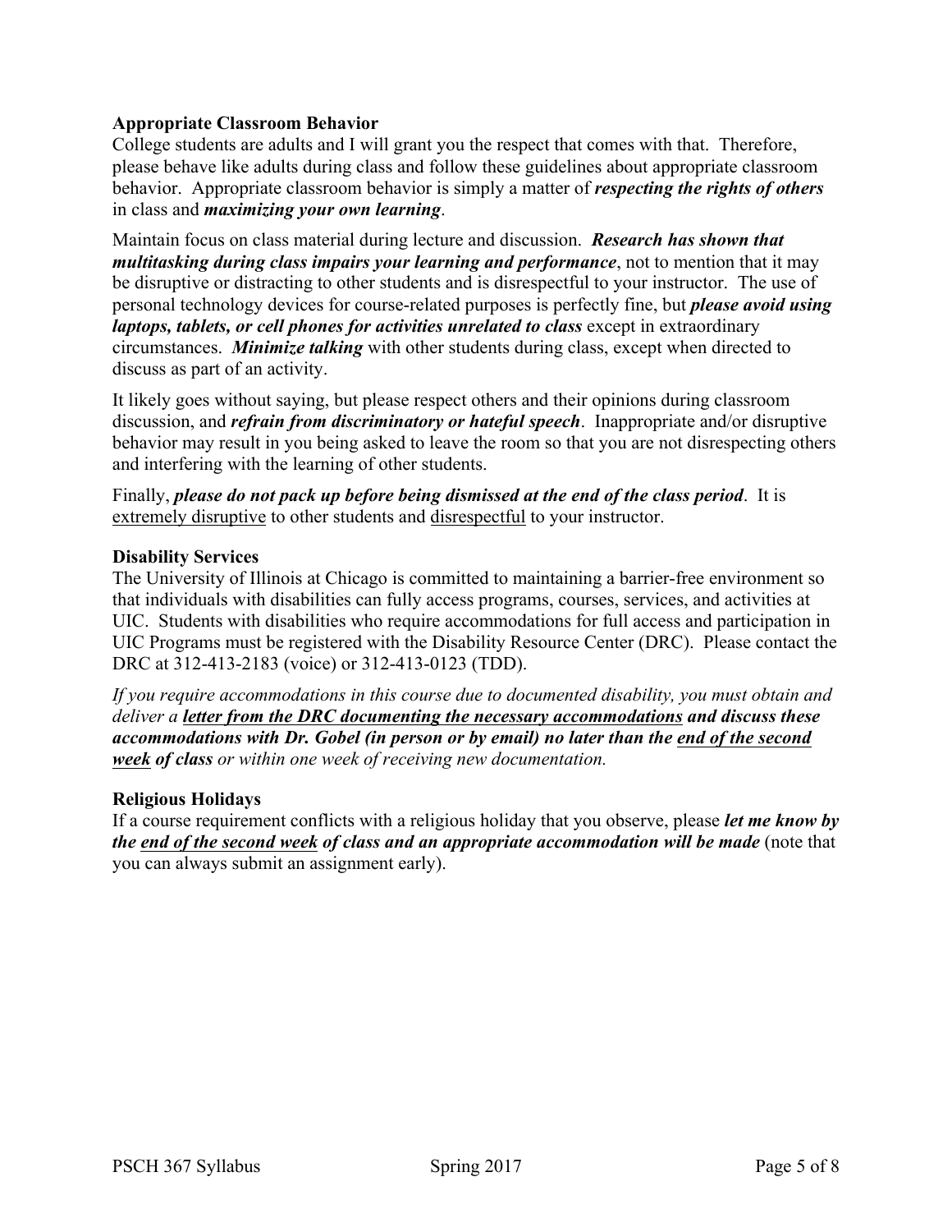### Appropriate Classroom Behavior

College students are adults and I will grant you the respect that comes with that. Therefore, please behave like adults during class and follow these guidelines about appropriate classroom behavior. Appropriate classroom behavior is simply a matter of ***respecting the rights of others*** in class and ***maximizing your own learning***.

Maintain focus on class material during lecture and discussion. ***Research has shown that multitasking during class impairs your learning and performance***, not to mention that it may be disruptive or distracting to other students and is disrespectful to your instructor. The use of personal technology devices for course-related purposes is perfectly fine, but ***please avoid using laptops, tablets, or cell phones for activities unrelated to class*** except in extraordinary circumstances. ***Minimize talking*** with other students during class, except when directed to discuss as part of an activity.

It likely goes without saying, but please respect others and their opinions during classroom discussion, and ***refrain from discriminatory or hateful speech***. Inappropriate and/or disruptive behavior may result in you being asked to leave the room so that you are not disrespecting others and interfering with the learning of other students.

Finally, ***please do not pack up before being dismissed at the end of the class period***. It is <u>extremely disruptive</u> to other students and <u>disrespectful</u> to your instructor.

### Disability Services

The University of Illinois at Chicago is committed to maintaining a barrier-free environment so that individuals with disabilities can fully access programs, courses, services, and activities at UIC. Students with disabilities who require accommodations for full access and participation in UIC Programs must be registered with the Disability Resource Center (DRC). Please contact the DRC at 312-413-2183 (voice) or 312-413-0123 (TDD).

*If you require accommodations in this course due to documented disability, you must obtain and deliver a **<u>letter from the DRC documenting the necessary accommodations</u> and discuss these accommodations with Dr. Gobel (in person or by email) no later than the <u>end of the second week</u> of class** or within one week of receiving new documentation.*

### Religious Holidays

If a course requirement conflicts with a religious holiday that you observe, please ***let me know by the <u>end of the second week</u> of class and an appropriate accommodation will be made*** (note that you can always submit an assignment early).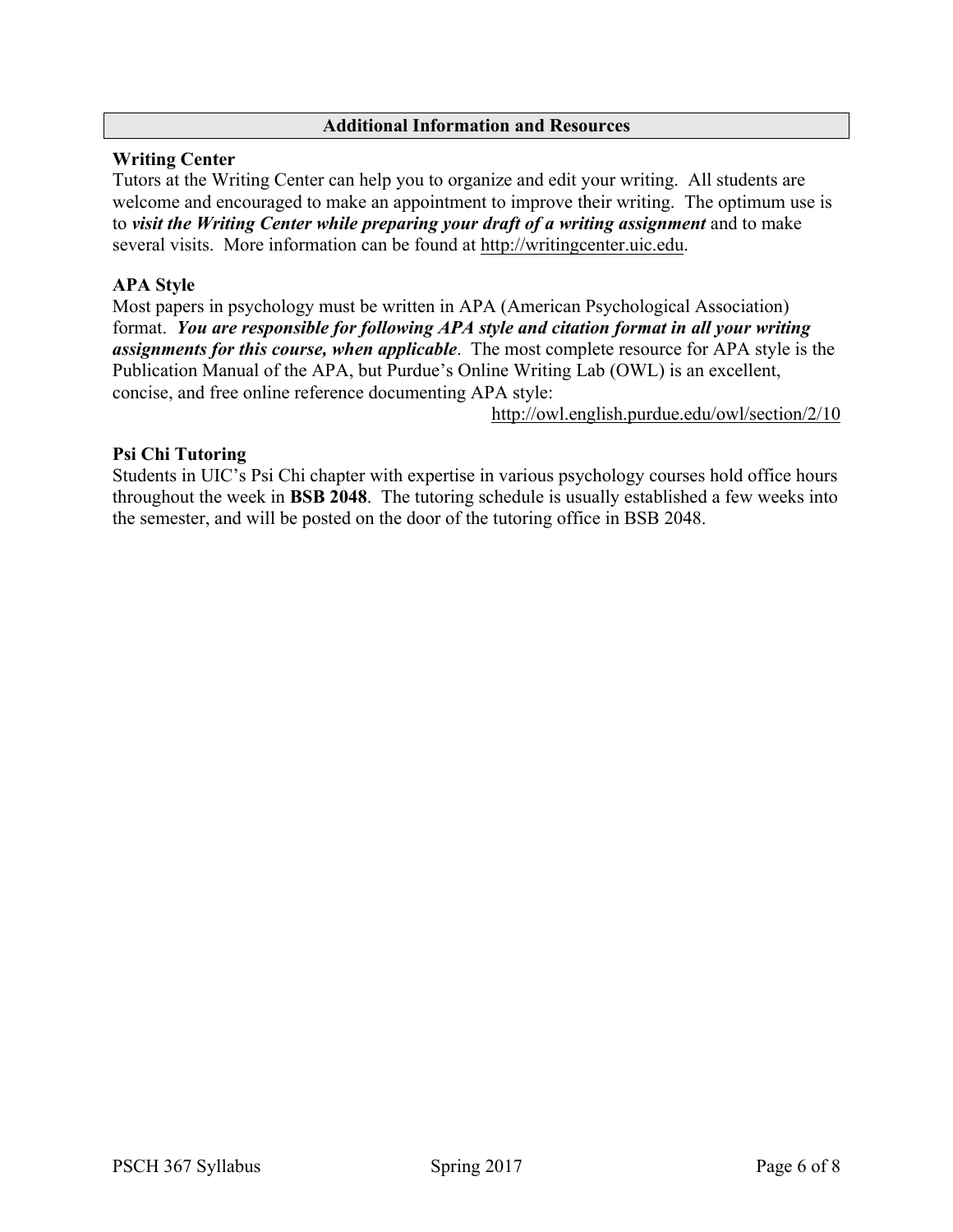## Additional Information and Resources

### Writing Center

Tutors at the Writing Center can help you to organize and edit your writing. All students are welcome and encouraged to make an appointment to improve their writing. The optimum use is to ***visit the Writing Center while preparing your draft of a writing assignment*** and to make several visits. More information can be found at http://writingcenter.uic.edu.

### APA Style

Most papers in psychology must be written in APA (American Psychological Association) format. ***You are responsible for following APA style and citation format in all your writing assignments for this course, when applicable***. The most complete resource for APA style is the Publication Manual of the APA, but Purdue's Online Writing Lab (OWL) is an excellent, concise, and free online reference documenting APA style:

http://owl.english.purdue.edu/owl/section/2/10

### Psi Chi Tutoring

Students in UIC's Psi Chi chapter with expertise in various psychology courses hold office hours throughout the week in **BSB 2048**. The tutoring schedule is usually established a few weeks into the semester, and will be posted on the door of the tutoring office in BSB 2048.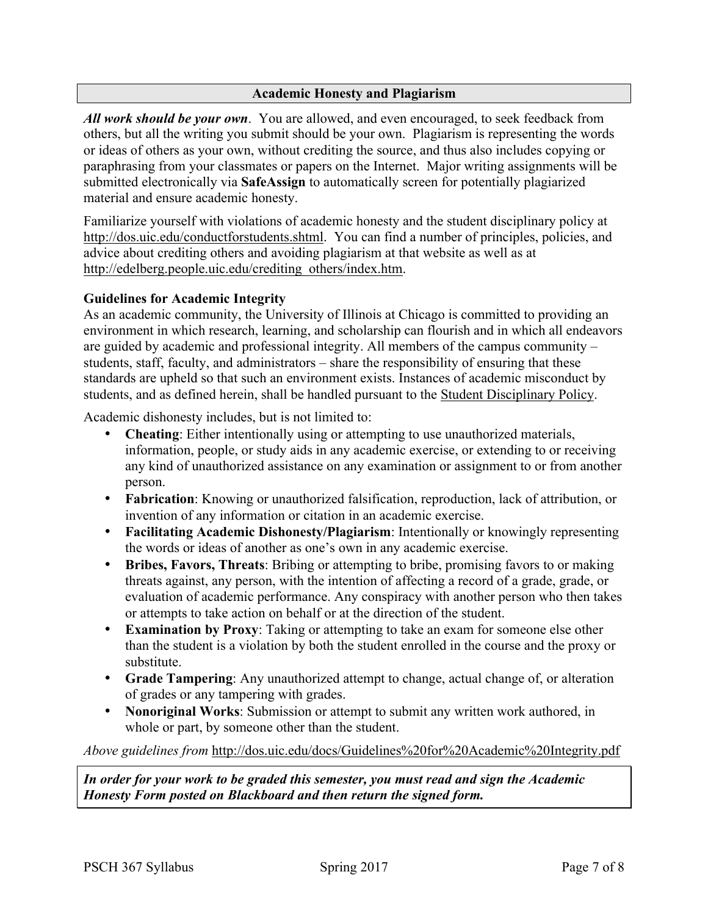## Academic Honesty and Plagiarism

***All work should be your own***. You are allowed, and even encouraged, to seek feedback from others, but all the writing you submit should be your own. Plagiarism is representing the words or ideas of others as your own, without crediting the source, and thus also includes copying or paraphrasing from your classmates or papers on the Internet. Major writing assignments will be submitted electronically via **SafeAssign** to automatically screen for potentially plagiarized material and ensure academic honesty.

Familiarize yourself with violations of academic honesty and the student disciplinary policy at http://dos.uic.edu/conductforstudents.shtml. You can find a number of principles, policies, and advice about crediting others and avoiding plagiarism at that website as well as at http://edelberg.people.uic.edu/crediting_others/index.htm.

### Guidelines for Academic Integrity

As an academic community, the University of Illinois at Chicago is committed to providing an environment in which research, learning, and scholarship can flourish and in which all endeavors are guided by academic and professional integrity. All members of the campus community – students, staff, faculty, and administrators – share the responsibility of ensuring that these standards are upheld so that such an environment exists. Instances of academic misconduct by students, and as defined herein, shall be handled pursuant to the Student Disciplinary Policy.

Academic dishonesty includes, but is not limited to:

- **Cheating**: Either intentionally using or attempting to use unauthorized materials, information, people, or study aids in any academic exercise, or extending to or receiving any kind of unauthorized assistance on any examination or assignment to or from another person.
- **Fabrication**: Knowing or unauthorized falsification, reproduction, lack of attribution, or invention of any information or citation in an academic exercise.
- **Facilitating Academic Dishonesty/Plagiarism**: Intentionally or knowingly representing the words or ideas of another as one's own in any academic exercise.
- **Bribes, Favors, Threats**: Bribing or attempting to bribe, promising favors to or making threats against, any person, with the intention of affecting a record of a grade, grade, or evaluation of academic performance. Any conspiracy with another person who then takes or attempts to take action on behalf or at the direction of the student.
- **Examination by Proxy**: Taking or attempting to take an exam for someone else other than the student is a violation by both the student enrolled in the course and the proxy or substitute.
- **Grade Tampering**: Any unauthorized attempt to change, actual change of, or alteration of grades or any tampering with grades.
- **Nonoriginal Works**: Submission or attempt to submit any written work authored, in whole or part, by someone other than the student.

*Above guidelines from* http://dos.uic.edu/docs/Guidelines%20for%20Academic%20Integrity.pdf

***In order for your work to be graded this semester, you must read and sign the Academic Honesty Form posted on Blackboard and then return the signed form.***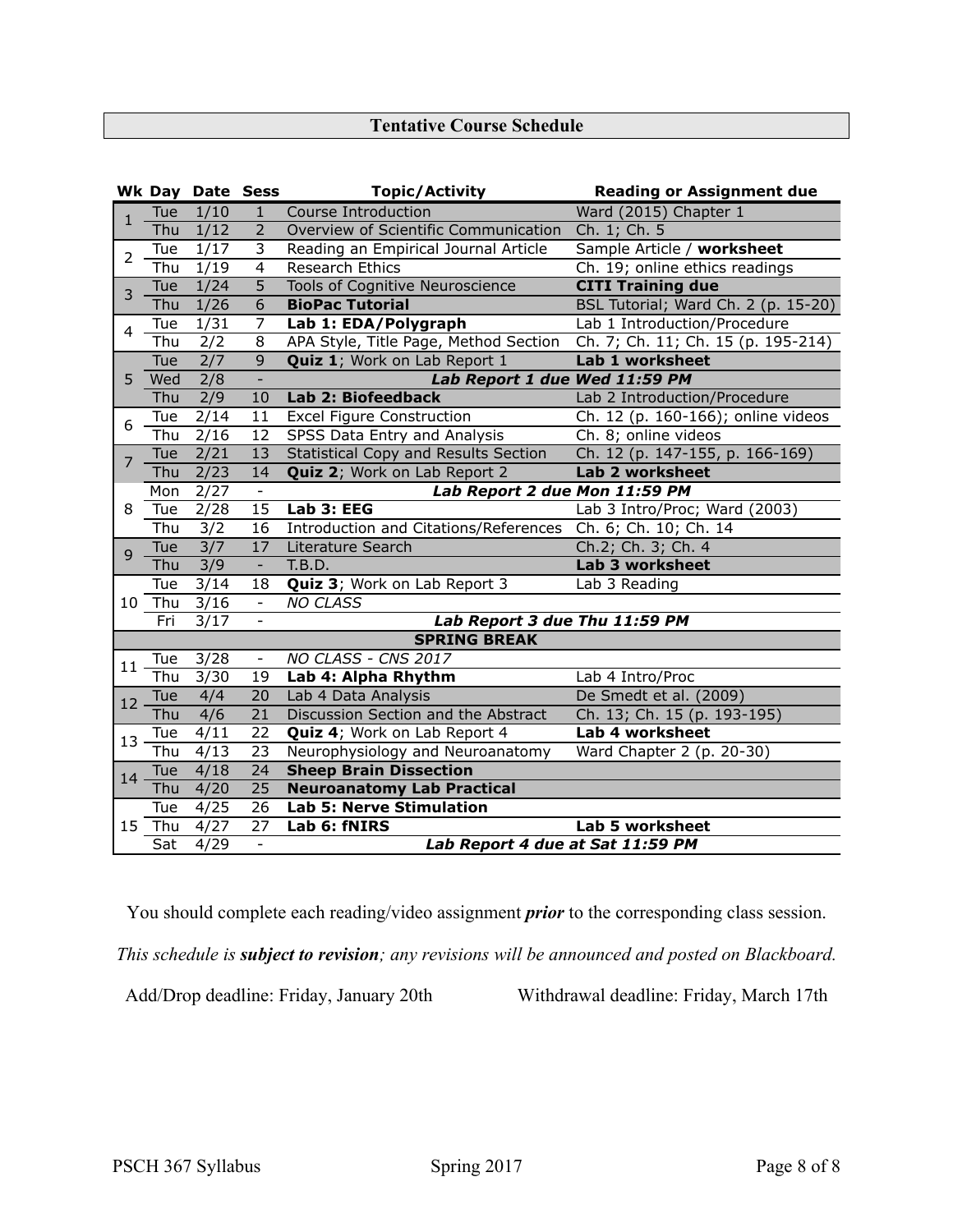## Tentative Course Schedule

| Wk | Day | Date | Sess | Topic/Activity | Reading or Assignment due |
|---|---|---|---|---|---|
| 1 | Tue | 1/10 | 1 | Course Introduction | Ward (2015) Chapter 1 |
| | Thu | 1/12 | 2 | Overview of Scientific Communication | Ch. 1; Ch. 5 |
| 2 | Tue | 1/17 | 3 | Reading an Empirical Journal Article | Sample Article / **worksheet** |
| | Thu | 1/19 | 4 | Research Ethics | Ch. 19; online ethics readings |
| 3 | Tue | 1/24 | 5 | Tools of Cognitive Neuroscience | **CITI Training due** |
| | Thu | 1/26 | 6 | **BioPac Tutorial** | BSL Tutorial; Ward Ch. 2 (p. 15-20) |
| 4 | Tue | 1/31 | 7 | **Lab 1: EDA/Polygraph** | Lab 1 Introduction/Procedure |
| | Thu | 2/2 | 8 | APA Style, Title Page, Method Section | Ch. 7; Ch. 11; Ch. 15 (p. 195-214) |
| 5 | Tue | 2/7 | 9 | **Quiz 1**; Work on Lab Report 1 | **Lab 1 worksheet** |
| | Wed | 2/8 | - | ***Lab Report 1 due Wed 11:59 PM*** | |
| | Thu | 2/9 | 10 | **Lab 2: Biofeedback** | Lab 2 Introduction/Procedure |
| 6 | Tue | 2/14 | 11 | Excel Figure Construction | Ch. 12 (p. 160-166); online videos |
| | Thu | 2/16 | 12 | SPSS Data Entry and Analysis | Ch. 8; online videos |
| 7 | Tue | 2/21 | 13 | Statistical Copy and Results Section | Ch. 12 (p. 147-155, p. 166-169) |
| | Thu | 2/23 | 14 | **Quiz 2**; Work on Lab Report 2 | **Lab 2 worksheet** |
| 8 | Mon | 2/27 | - | ***Lab Report 2 due Mon 11:59 PM*** | |
| | Tue | 2/28 | 15 | **Lab 3: EEG** | Lab 3 Intro/Proc; Ward (2003) |
| | Thu | 3/2 | 16 | Introduction and Citations/References | Ch. 6; Ch. 10; Ch. 14 |
| 9 | Tue | 3/7 | 17 | Literature Search | Ch.2; Ch. 3; Ch. 4 |
| | Thu | 3/9 | - | T.B.D. | **Lab 3 worksheet** |
| 10 | Tue | 3/14 | 18 | **Quiz 3**; Work on Lab Report 3 | Lab 3 Reading |
| | Thu | 3/16 | - | *NO CLASS* | |
| | Fri | 3/17 | - | ***Lab Report 3 due Thu 11:59 PM*** | |
| | | | | **SPRING BREAK** | |
| 11 | Tue | 3/28 | - | *NO CLASS - CNS 2017* | |
| | Thu | 3/30 | 19 | **Lab 4: Alpha Rhythm** | Lab 4 Intro/Proc |
| 12 | Tue | 4/4 | 20 | Lab 4 Data Analysis | De Smedt et al. (2009) |
| | Thu | 4/6 | 21 | Discussion Section and the Abstract | Ch. 13; Ch. 15 (p. 193-195) |
| 13 | Tue | 4/11 | 22 | **Quiz 4**; Work on Lab Report 4 | **Lab 4 worksheet** |
| | Thu | 4/13 | 23 | Neurophysiology and Neuroanatomy | Ward Chapter 2 (p. 20-30) |
| 14 | Tue | 4/18 | 24 | **Sheep Brain Dissection** | |
| | Thu | 4/20 | 25 | **Neuroanatomy Lab Practical** | |
| 15 | Tue | 4/25 | 26 | **Lab 5: Nerve Stimulation** | |
| | Thu | 4/27 | 27 | **Lab 6: fNIRS** | **Lab 5 worksheet** |
| | Sat | 4/29 | - | ***Lab Report 4 due at Sat 11:59 PM*** | |

You should complete each reading/video assignment ***prior*** to the corresponding class session.

*This schedule is **subject to revision**; any revisions will be announced and posted on Blackboard.*

Add/Drop deadline: Friday, January 20th     Withdrawal deadline: Friday, March 17th